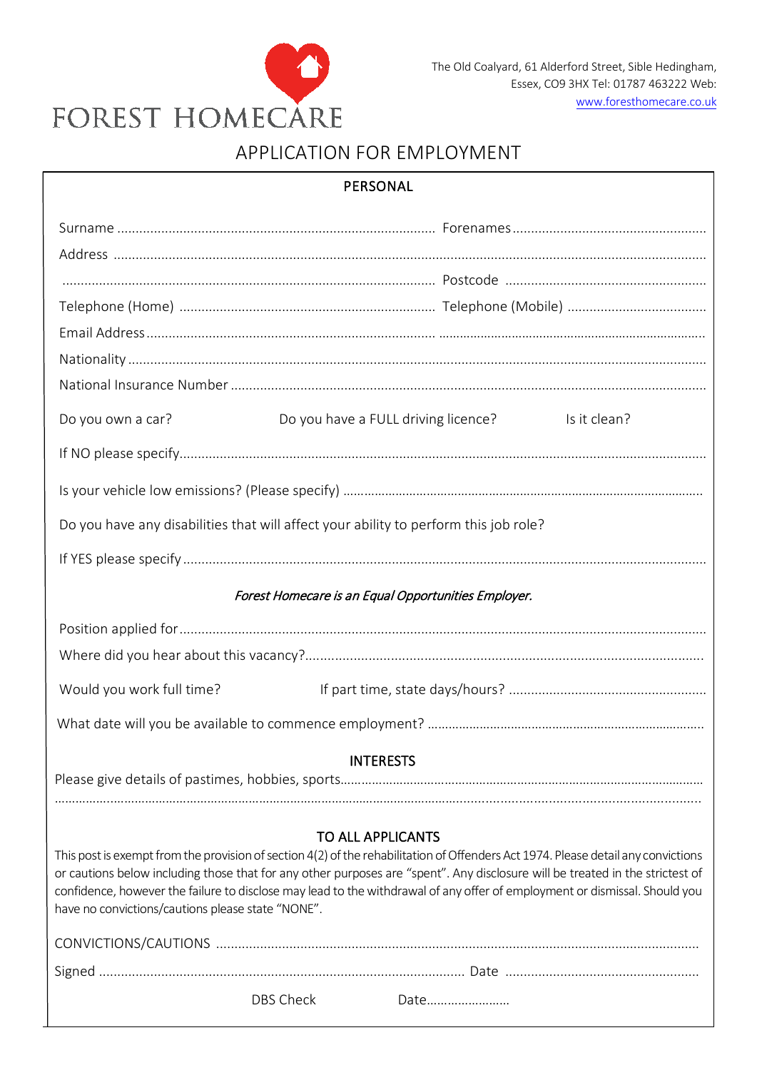FOREST HOMECARE

The Old Coalyard, 61 Alderford Street, Sible Hedingham, Essex, CO9 3HX Tel: 01787 463222 Web: www.foresthomecare.co.uk

# APPLICATION FOR EMPLOYMENT

## PERSONAL

Surname ........................................................................................ Forenames ......................................................

Address ...........................................................................................................................................................

........................................................................................................ Postcode ........................................................

Telephone (Home) ...................................................................... Telephone (Mobile) .......................................

Email Address ...............................................................................................................................................

Nationality .....................................................................................................................................................

National Insurance Number ...........................................................................................................................

Do you own a car? Do you have a FULL driving licence? Is it clean?

If NO please specify.........................................................................................................................................

Is your vehicle low emissions? (Please specify) ............................................................................................

Do you have any disabilities that will affect your ability to perform this job role?

If YES please specify .......................................................................................................................................

*Forest Homecare is an Equal Opportunities Employer.*

Position applied for ..........................................................................................................................................

Where did you hear about this vacancy?.........................................................................................................

Would you work full time? If part time, state days/hours? ......................................................

What date will you be available to commence employment? ..........................................................................

## INTERESTS

Please give details of pastimes, hobbies, sports..............................................................................................

..........................................................................................................................................................................

## TO ALL APPLICANTS

This post is exempt from the provision of section 4(2) of the rehabilitation of Offenders Act 1974. Please detail any convictions or cautions below including those that for any other purposes are "spent". Any disclosure will be treated in the strictest of confidence, however the failure to disclose may lead to the withdrawal of any offer of employment or dismissal. Should you have no convictions/cautions please state "NONE".

CONVICTIONS/CAUTIONS ..............................................................................................................................

Signed .................................................................................................. Date ......................................................

DBS Check Date........................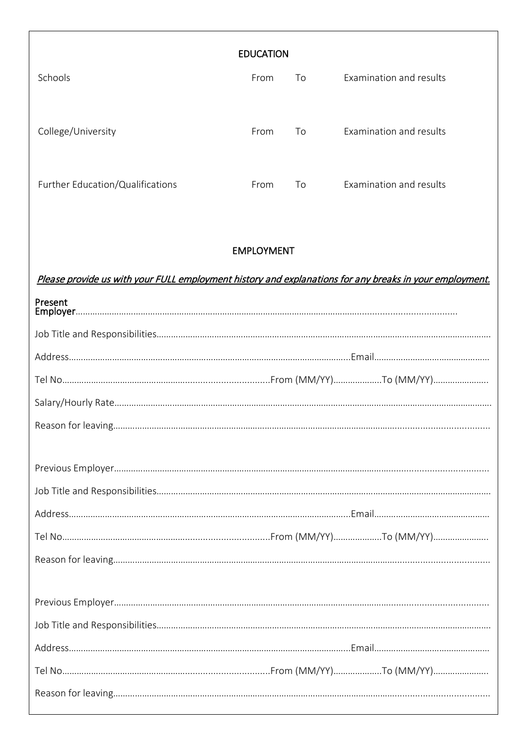## EDUCATION

| Schools | From | To | Examination and results |
| --- | --- | --- | --- |
| | | | |

| College/University | From | To | Examination and results |
| --- | --- | --- | --- |
| | | | |

| Further Education/Qualifications | From | To | Examination and results |
| --- | --- | --- | --- |
| | | | |

## EMPLOYMENT

*Please provide us with your FULL employment history and explanations for any breaks in your employment.*

**Present Employer**……………………………………………………………………………………………………………………………

Job Title and Responsibilities………………………………………………………………………………………………………………

Address……………………………………………………………………………………Email…………………………………………

Tel No………………………………………………………………From (MM/YY)………………To (MM/YY)…………………

Salary/Hourly Rate…………………………………………………………………………………………………………………………

Reason for leaving…………………………………………………………………………………………………………………………

Previous Employer…………………………………………………………………………………………………………………………

Job Title and Responsibilities………………………………………………………………………………………………………………

Address……………………………………………………………………………………Email…………………………………………

Tel No………………………………………………………………From (MM/YY)………………To (MM/YY)…………………

Reason for leaving…………………………………………………………………………………………………………………………

Previous Employer…………………………………………………………………………………………………………………………

Job Title and Responsibilities………………………………………………………………………………………………………………

Address……………………………………………………………………………………Email…………………………………………

Tel No………………………………………………………………From (MM/YY)………………To (MM/YY)…………………

Reason for leaving…………………………………………………………………………………………………………………………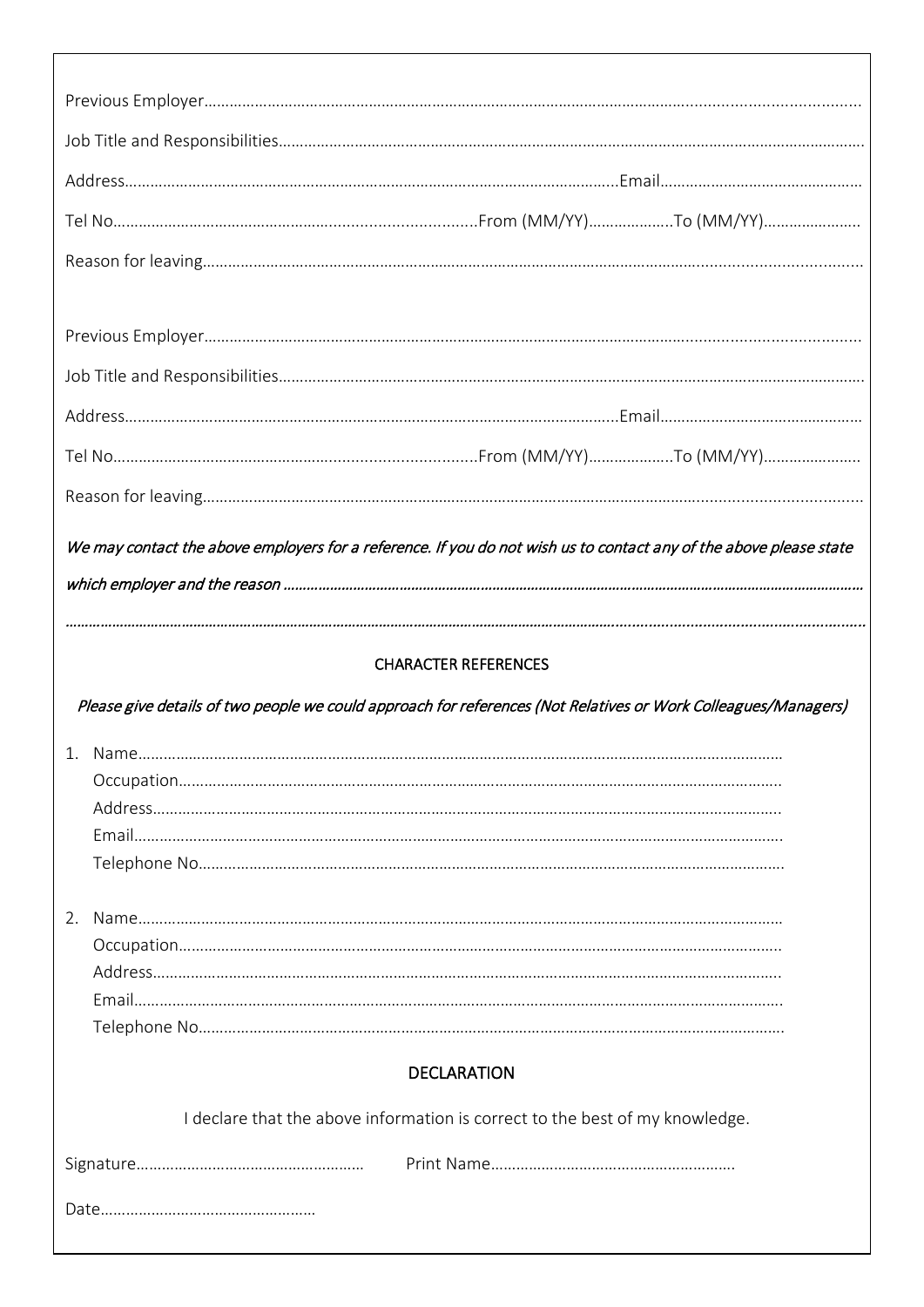Previous Employer……………………………………………………………………………………………………………………………………

Job Title and Responsibilities……………………………………………………………………………………………………………………

Address…………………………………………………………………………………………………Email…………………………………………

Tel No……………………………………………………………………From (MM/YY)………………..To (MM/YY)…………………..

Reason for leaving………………………………………………………………………………………………………………………………………

Previous Employer……………………………………………………………………………………………………………………………………

Job Title and Responsibilities……………………………………………………………………………………………………………………

Address…………………………………………………………………………………………………Email…………………………………………

Tel No……………………………………………………………………From (MM/YY)………………..To (MM/YY)…………………..

Reason for leaving………………………………………………………………………………………………………………………………………

*We may contact the above employers for a reference. If you do not wish us to contact any of the above please state which employer and the reason ……………………………………………………………………………………………………………………………………*

*……………………………………………………………………………………………………………………………………………………………………*

## CHARACTER REFERENCES

*Please give details of two people we could approach for references (Not Relatives or Work Colleagues/Managers)*

1. Name……………………………………………………………………………………………………………………………
   Occupation…………………………………………………………………………………………………………………………
   Address………………………………………………………………………………………………………………………………
   Email…………………………………………………………………………………………………………………………………
   Telephone No…………………………………………………………………………………………………………………………

2. Name……………………………………………………………………………………………………………………………
   Occupation…………………………………………………………………………………………………………………………
   Address………………………………………………………………………………………………………………………………
   Email…………………………………………………………………………………………………………………………………
   Telephone No…………………………………………………………………………………………………………………………

## DECLARATION

I declare that the above information is correct to the best of my knowledge.

Signature………………………………………………    Print Name…………………………………………………

Date……………………………………………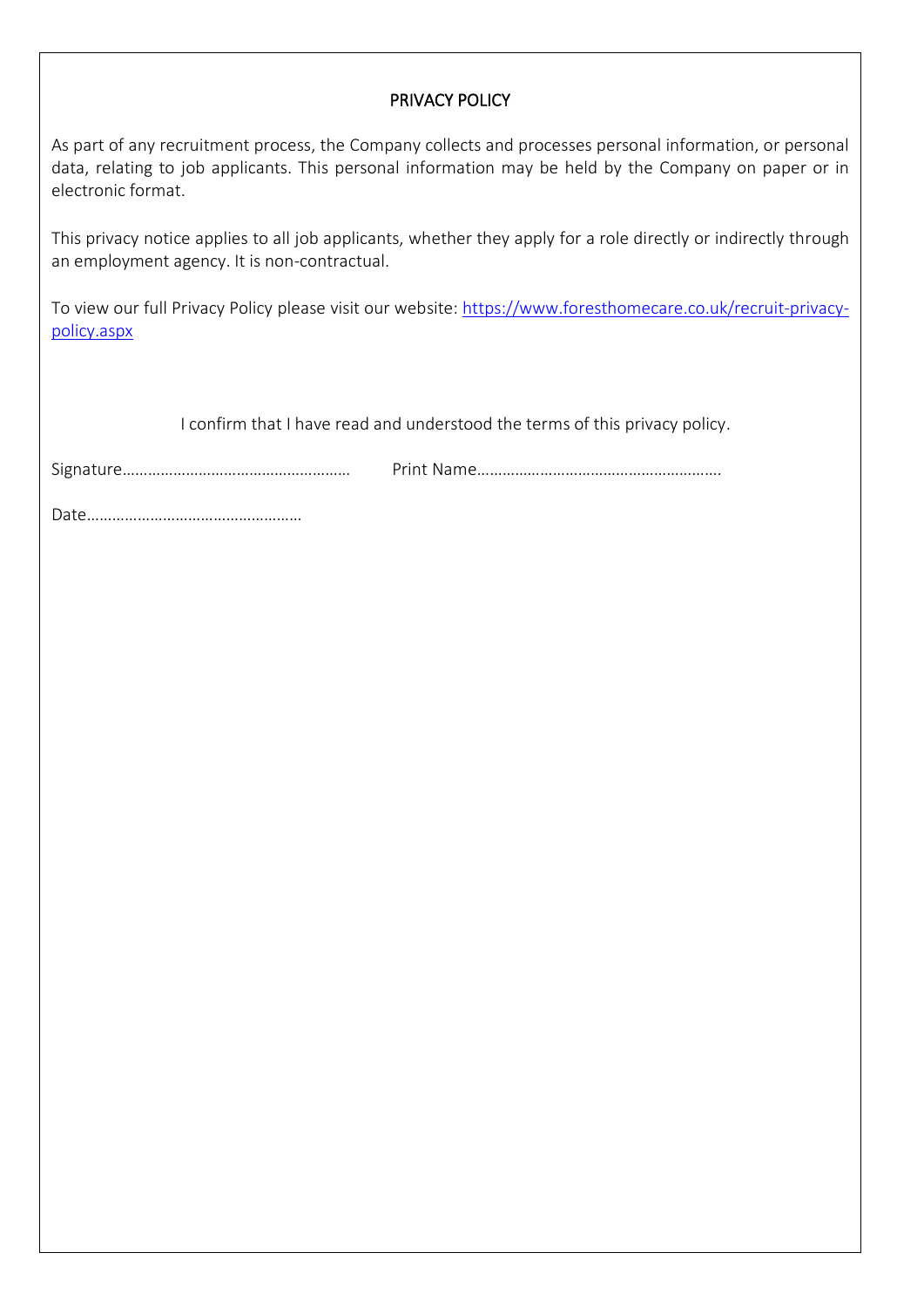## PRIVACY POLICY

As part of any recruitment process, the Company collects and processes personal information, or personal data, relating to job applicants. This personal information may be held by the Company on paper or in electronic format.

This privacy notice applies to all job applicants, whether they apply for a role directly or indirectly through an employment agency. It is non-contractual.

To view our full Privacy Policy please visit our website: [https://www.foresthomecare.co.uk/recruit-privacy-policy.aspx](https://www.foresthomecare.co.uk/recruit-privacy-policy.aspx)

I confirm that I have read and understood the terms of this privacy policy.

Signature……………………………………………… Print Name…………………………………………………

Date……………………………………………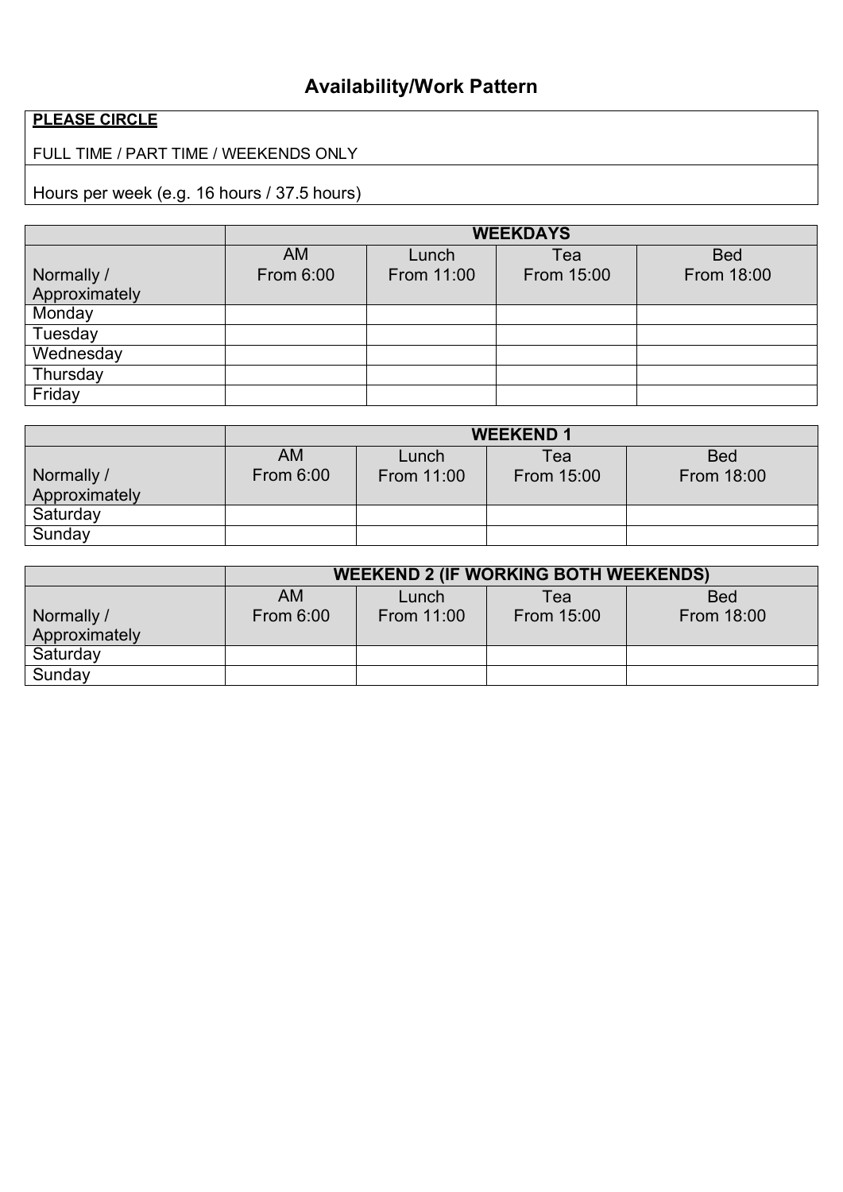# Availability/Work Pattern

| **PLEASE CIRCLE** |
|---|
| FULL TIME / PART TIME / WEEKENDS ONLY |
| Hours per week (e.g. 16 hours / 37.5 hours) |

| | **WEEKDAYS** | | | |
|---|---|---|---|---|
| Normally / Approximately | AM From 6:00 | Lunch From 11:00 | Tea From 15:00 | Bed From 18:00 |
| Monday | | | | |
| Tuesday | | | | |
| Wednesday | | | | |
| Thursday | | | | |
| Friday | | | | |

| | **WEEKEND 1** | | | |
|---|---|---|---|---|
| Normally / Approximately | AM From 6:00 | Lunch From 11:00 | Tea From 15:00 | Bed From 18:00 |
| Saturday | | | | |
| Sunday | | | | |

| | **WEEKEND 2 (IF WORKING BOTH WEEKENDS)** | | | |
|---|---|---|---|---|
| Normally / Approximately | AM From 6:00 | Lunch From 11:00 | Tea From 15:00 | Bed From 18:00 |
| Saturday | | | | |
| Sunday | | | | |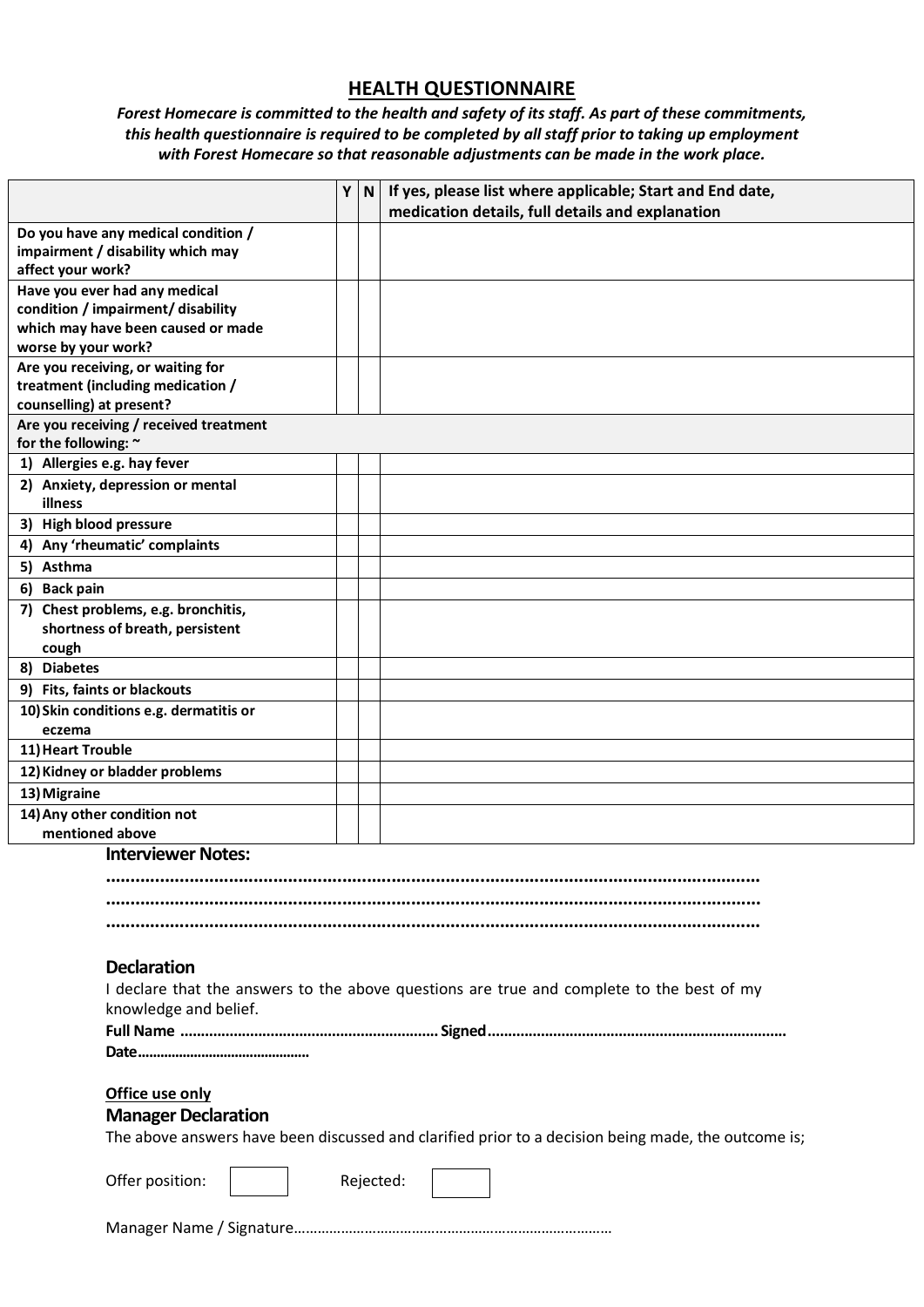## HEALTH QUESTIONNAIRE

***Forest Homecare is committed to the health and safety of its staff. As part of these commitments, this health questionnaire is required to be completed by all staff prior to taking up employment with Forest Homecare so that reasonable adjustments can be made in the work place.***

| | Y | N | If yes, please list where applicable; Start and End date, medication details, full details and explanation |
|---|---|---|---|
| **Do you have any medical condition / impairment / disability which may affect your work?** | | | |
| **Have you ever had any medical condition / impairment/ disability which may have been caused or made worse by your work?** | | | |
| **Are you receiving, or waiting for treatment (including medication / counselling) at present?** | | | |
| **Are you receiving / received treatment for the following: ~** | | | |
| **1) Allergies e.g. hay fever** | | | |
| **2) Anxiety, depression or mental illness** | | | |
| **3) High blood pressure** | | | |
| **4) Any 'rheumatic' complaints** | | | |
| **5) Asthma** | | | |
| **6) Back pain** | | | |
| **7) Chest problems, e.g. bronchitis, shortness of breath, persistent cough** | | | |
| **8) Diabetes** | | | |
| **9) Fits, faints or blackouts** | | | |
| **10) Skin conditions e.g. dermatitis or eczema** | | | |
| **11) Heart Trouble** | | | |
| **12) Kidney or bladder problems** | | | |
| **13) Migraine** | | | |
| **14) Any other condition not mentioned above** | | | |

**Interviewer Notes:**

..............................................................................................................................

..............................................................................................................................

..............................................................................................................................

### Declaration

I declare that the answers to the above questions are true and complete to the best of my knowledge and belief.

**Full Name** ................................................................ **Signed**.........................................................................

**Date**..............................................

**Office use only**

### Manager Declaration

The above answers have been discussed and clarified prior to a decision being made, the outcome is;

Offer position: ☐ Rejected: ☐

Manager Name / Signature……………………………………………………………………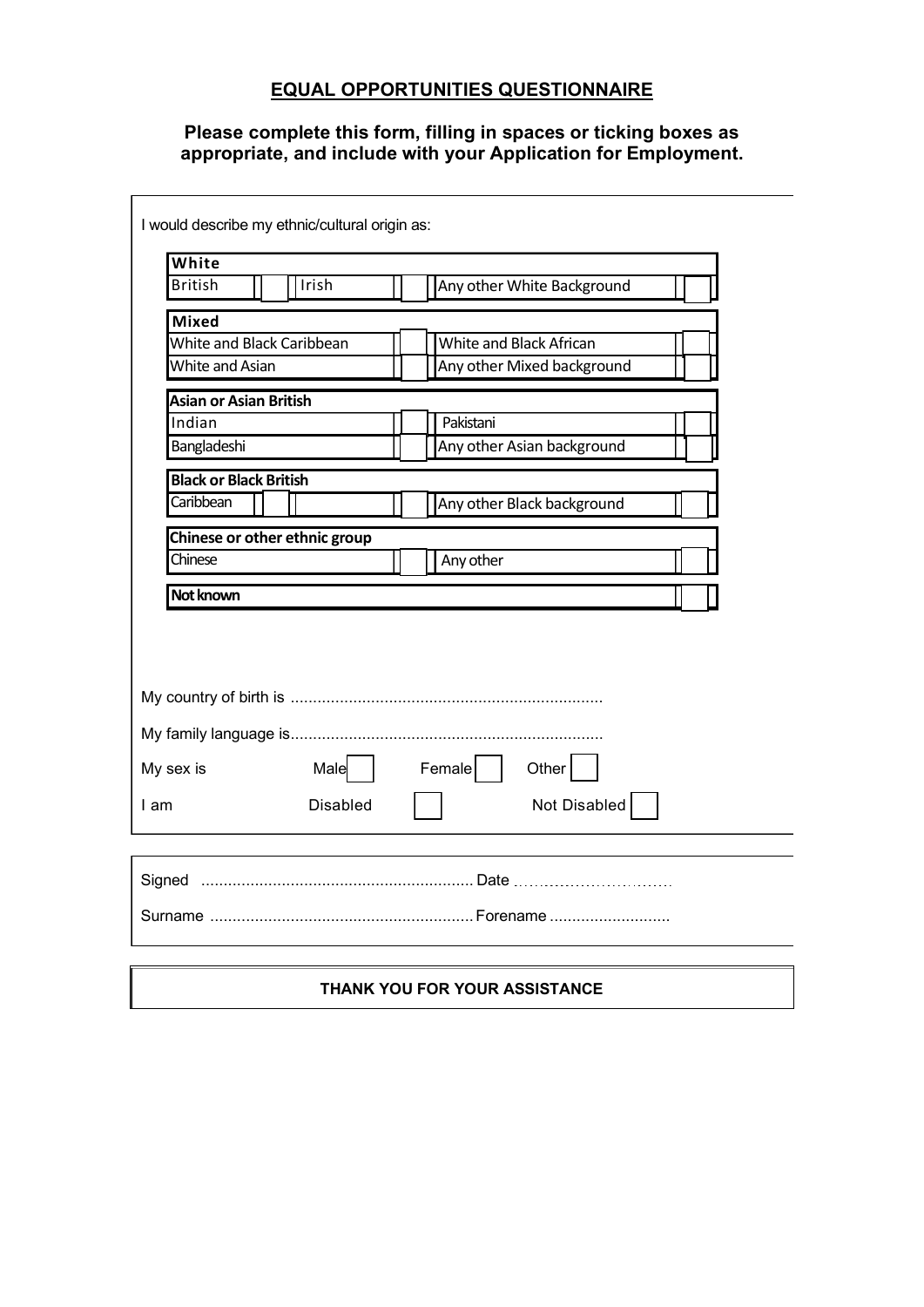# EQUAL OPPORTUNITIES QUESTIONNAIRE

**Please complete this form, filling in spaces or ticking boxes as appropriate, and include with your Application for Employment.**

I would describe my ethnic/cultural origin as:

| **White** | | | | | |
|---|---|---|---|---|---|
| British | ☐ | Irish | ☐ | Any other White Background | ☐ |

| **Mixed** | | | |
|---|---|---|---|
| White and Black Caribbean | ☐ | White and Black African | ☐ |
| White and Asian | ☐ | Any other Mixed background | ☐ |

| **Asian or Asian British** | | | |
|---|---|---|---|
| Indian | ☐ | Pakistani | ☐ |
| Bangladeshi | ☐ | Any other Asian background | ☐ |

| **Black or Black British** | | | | | |
|---|---|---|---|---|---|
| Caribbean | ☐ | | ☐ | Any other Black background | ☐ |

| **Chinese or other ethnic group** | | | |
|---|---|---|---|
| Chinese | ☐ | Any other | ☐ |

| **Not known** | |
|---|---|
| | ☐ |

My country of birth is .....................................................................

My family language is.....................................................................

My sex is Male ☐ Female ☐ Other ☐

I am Disabled ☐ Not Disabled ☐

Signed ............................................................ Date ..............................

Surname .......................................................... Forename ...........................

**THANK YOU FOR YOUR ASSISTANCE**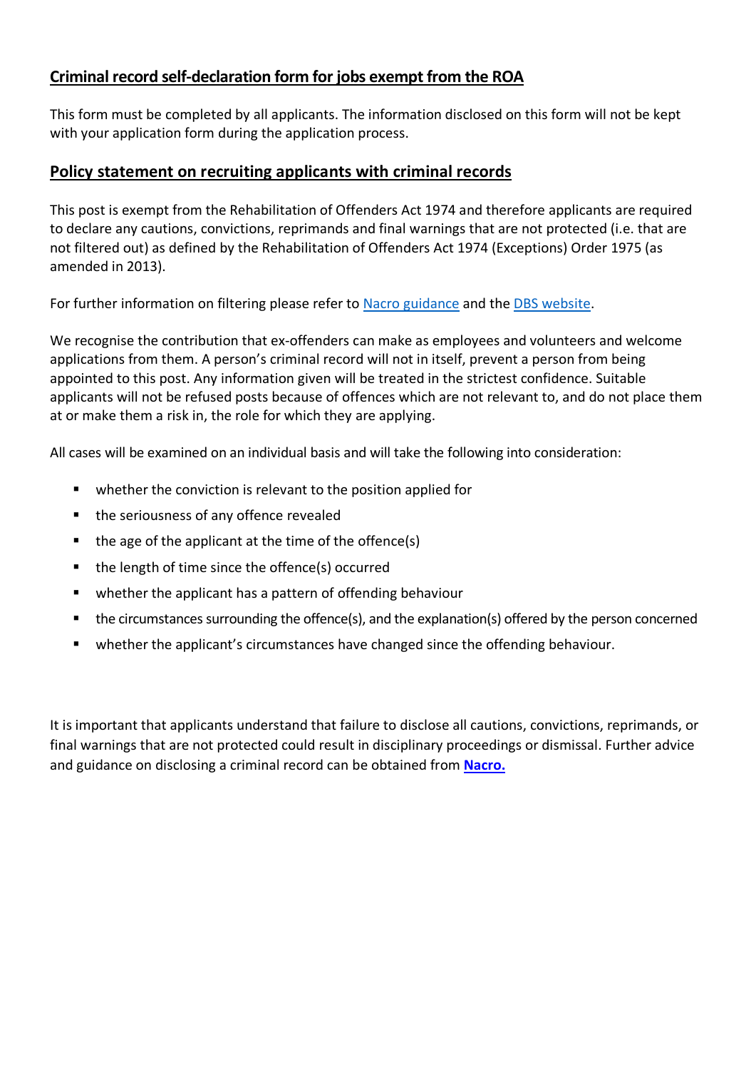## Criminal record self-declaration form for jobs exempt from the ROA

This form must be completed by all applicants. The information disclosed on this form will not be kept with your application form during the application process.

## Policy statement on recruiting applicants with criminal records

This post is exempt from the Rehabilitation of Offenders Act 1974 and therefore applicants are required to declare any cautions, convictions, reprimands and final warnings that are not protected (i.e. that are not filtered out) as defined by the Rehabilitation of Offenders Act 1974 (Exceptions) Order 1975 (as amended in 2013).

For further information on filtering please refer to Nacro guidance and the DBS website.

We recognise the contribution that ex-offenders can make as employees and volunteers and welcome applications from them. A person's criminal record will not in itself, prevent a person from being appointed to this post. Any information given will be treated in the strictest confidence. Suitable applicants will not be refused posts because of offences which are not relevant to, and do not place them at or make them a risk in, the role for which they are applying.

All cases will be examined on an individual basis and will take the following into consideration:

- whether the conviction is relevant to the position applied for
- the seriousness of any offence revealed
- the age of the applicant at the time of the offence(s)
- the length of time since the offence(s) occurred
- whether the applicant has a pattern of offending behaviour
- the circumstances surrounding the offence(s), and the explanation(s) offered by the person concerned
- whether the applicant's circumstances have changed since the offending behaviour.

It is important that applicants understand that failure to disclose all cautions, convictions, reprimands, or final warnings that are not protected could result in disciplinary proceedings or dismissal. Further advice and guidance on disclosing a criminal record can be obtained from **Nacro.**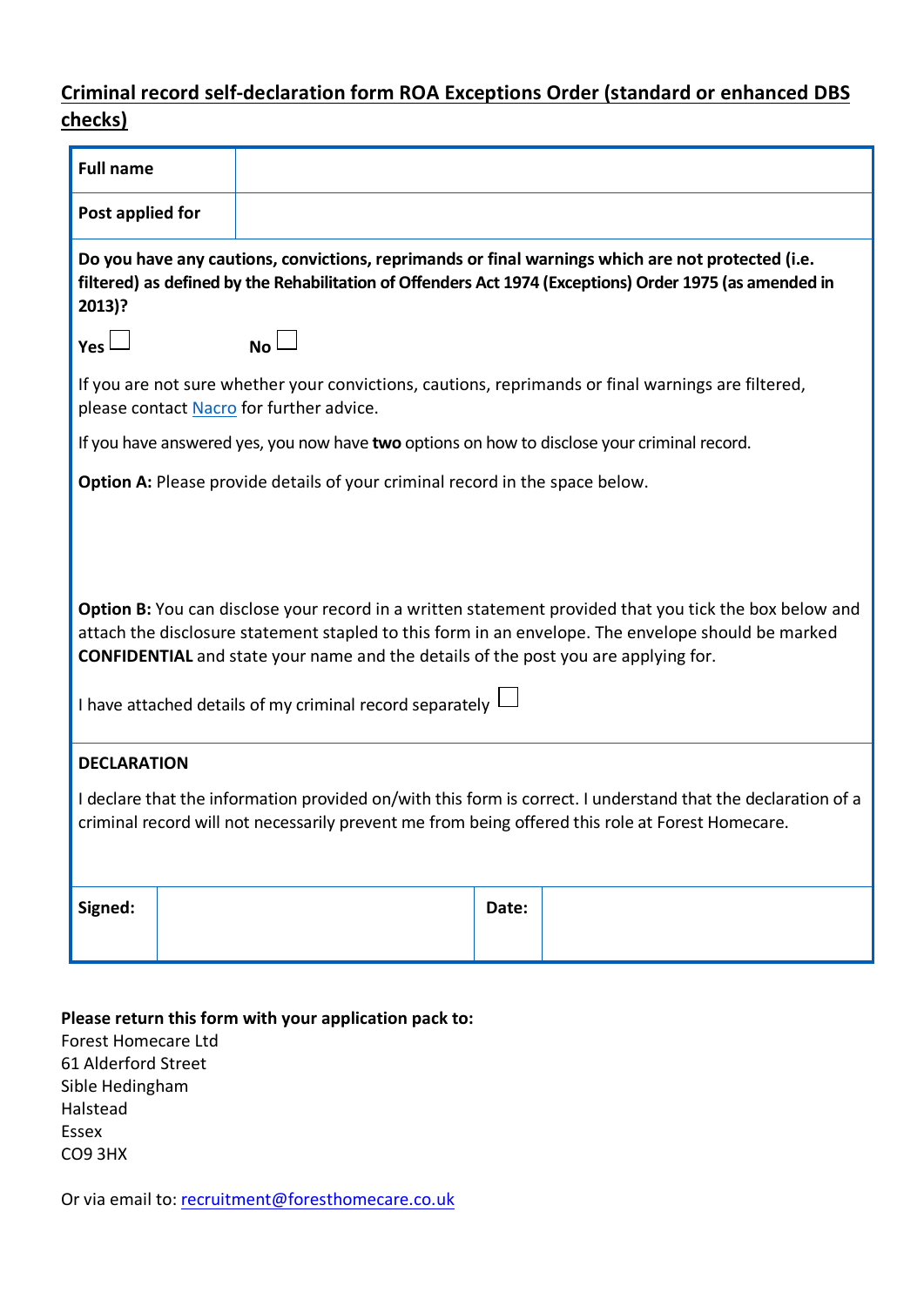## Criminal record self-declaration form ROA Exceptions Order (standard or enhanced DBS checks)

| | |
|---|---|
| **Full name** | |
| **Post applied for** | |

**Do you have any cautions, convictions, reprimands or final warnings which are not protected (i.e. filtered) as defined by the Rehabilitation of Offenders Act 1974 (Exceptions) Order 1975 (as amended in 2013)?**

**Yes** ☐ **No** ☐

If you are not sure whether your convictions, cautions, reprimands or final warnings are filtered, please contact Nacro for further advice.

If you have answered yes, you now have **two** options on how to disclose your criminal record.

**Option A:** Please provide details of your criminal record in the space below.

**Option B:** You can disclose your record in a written statement provided that you tick the box below and attach the disclosure statement stapled to this form in an envelope. The envelope should be marked **CONFIDENTIAL** and state your name and the details of the post you are applying for.

I have attached details of my criminal record separately ☐

**DECLARATION**

I declare that the information provided on/with this form is correct. I understand that the declaration of a criminal record will not necessarily prevent me from being offered this role at Forest Homecare.

| | | | |
|---|---|---|---|
| **Signed:** | | **Date:** | |

**Please return this form with your application pack to:**

Forest Homecare Ltd
61 Alderford Street
Sible Hedingham
Halstead
Essex
CO9 3HX

Or via email to: recruitment@foresthomecare.co.uk